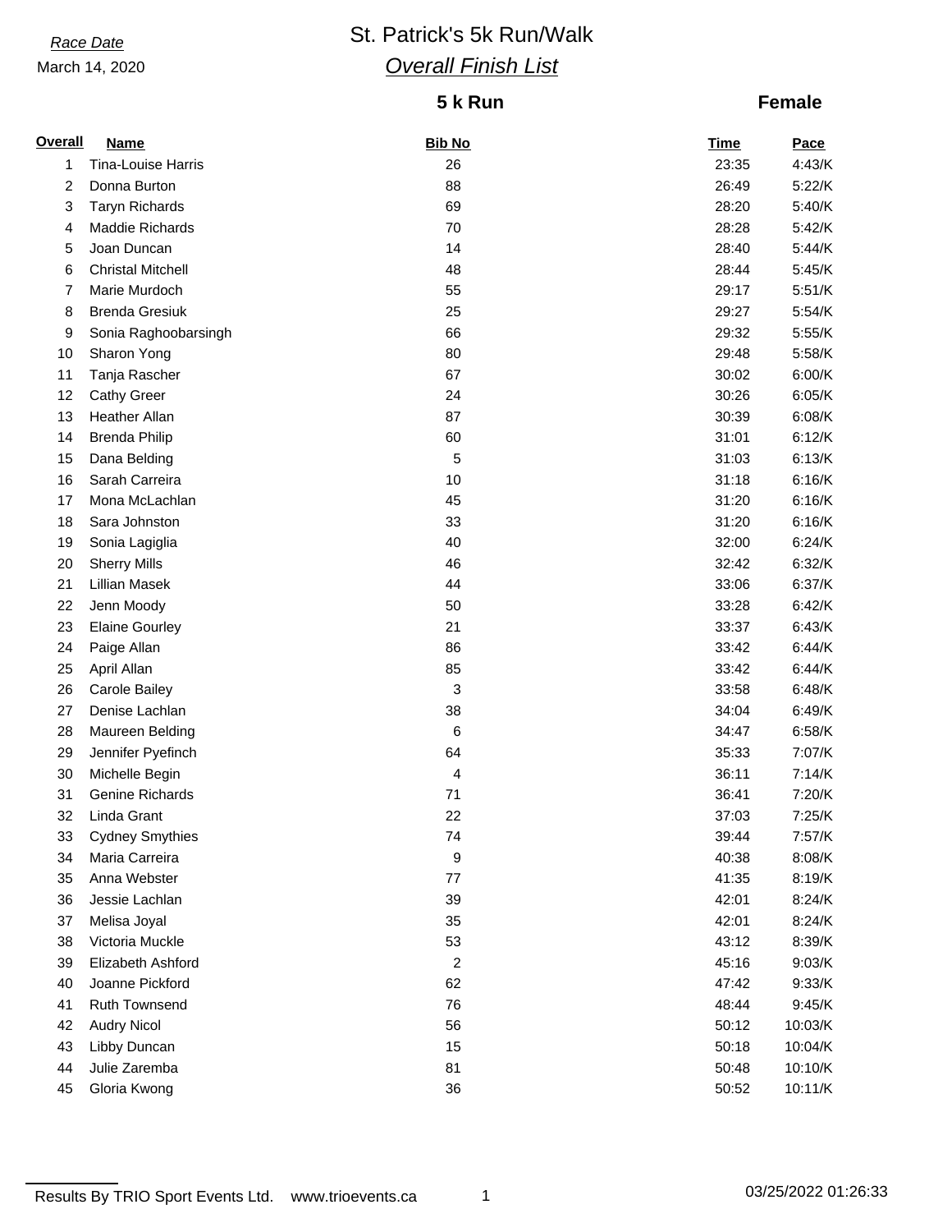*Race Date*

March 14, 2020

# St. Patrick's 5k Run/Walk

## *Overall Finish List*

### 5 k Run

### Female

| Overall | Name | Bib No | Time | Pace |
|---|---|---|---|---|
| 1 | Tina-Louise Harris | 26 | 23:35 | 4:43/K |
| 2 | Donna Burton | 88 | 26:49 | 5:22/K |
| 3 | Taryn Richards | 69 | 28:20 | 5:40/K |
| 4 | Maddie Richards | 70 | 28:28 | 5:42/K |
| 5 | Joan Duncan | 14 | 28:40 | 5:44/K |
| 6 | Christal Mitchell | 48 | 28:44 | 5:45/K |
| 7 | Marie Murdoch | 55 | 29:17 | 5:51/K |
| 8 | Brenda Gresiuk | 25 | 29:27 | 5:54/K |
| 9 | Sonia Raghoobarsingh | 66 | 29:32 | 5:55/K |
| 10 | Sharon Yong | 80 | 29:48 | 5:58/K |
| 11 | Tanja Rascher | 67 | 30:02 | 6:00/K |
| 12 | Cathy Greer | 24 | 30:26 | 6:05/K |
| 13 | Heather Allan | 87 | 30:39 | 6:08/K |
| 14 | Brenda Philip | 60 | 31:01 | 6:12/K |
| 15 | Dana Belding | 5 | 31:03 | 6:13/K |
| 16 | Sarah Carreira | 10 | 31:18 | 6:16/K |
| 17 | Mona McLachlan | 45 | 31:20 | 6:16/K |
| 18 | Sara Johnston | 33 | 31:20 | 6:16/K |
| 19 | Sonia Lagiglia | 40 | 32:00 | 6:24/K |
| 20 | Sherry Mills | 46 | 32:42 | 6:32/K |
| 21 | Lillian Masek | 44 | 33:06 | 6:37/K |
| 22 | Jenn Moody | 50 | 33:28 | 6:42/K |
| 23 | Elaine Gourley | 21 | 33:37 | 6:43/K |
| 24 | Paige Allan | 86 | 33:42 | 6:44/K |
| 25 | April Allan | 85 | 33:42 | 6:44/K |
| 26 | Carole Bailey | 3 | 33:58 | 6:48/K |
| 27 | Denise Lachlan | 38 | 34:04 | 6:49/K |
| 28 | Maureen Belding | 6 | 34:47 | 6:58/K |
| 29 | Jennifer Pyefinch | 64 | 35:33 | 7:07/K |
| 30 | Michelle Begin | 4 | 36:11 | 7:14/K |
| 31 | Genine Richards | 71 | 36:41 | 7:20/K |
| 32 | Linda Grant | 22 | 37:03 | 7:25/K |
| 33 | Cydney Smythies | 74 | 39:44 | 7:57/K |
| 34 | Maria Carreira | 9 | 40:38 | 8:08/K |
| 35 | Anna Webster | 77 | 41:35 | 8:19/K |
| 36 | Jessie Lachlan | 39 | 42:01 | 8:24/K |
| 37 | Melisa Joyal | 35 | 42:01 | 8:24/K |
| 38 | Victoria Muckle | 53 | 43:12 | 8:39/K |
| 39 | Elizabeth Ashford | 2 | 45:16 | 9:03/K |
| 40 | Joanne Pickford | 62 | 47:42 | 9:33/K |
| 41 | Ruth Townsend | 76 | 48:44 | 9:45/K |
| 42 | Audry Nicol | 56 | 50:12 | 10:03/K |
| 43 | Libby Duncan | 15 | 50:18 | 10:04/K |
| 44 | Julie Zaremba | 81 | 50:48 | 10:10/K |
| 45 | Gloria Kwong | 36 | 50:52 | 10:11/K |

Results By TRIO Sport Events Ltd. www.trioevents.ca 03/25/2022 01:26:33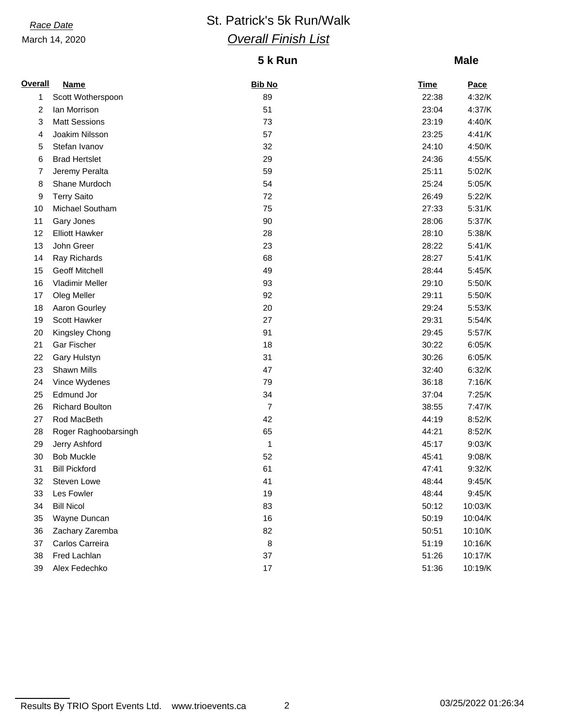*Race Date*

March 14, 2020

# St. Patrick's 5k Run/Walk

## *Overall Finish List*

**5 k Run** **Male**

| Overall | Name | Bib No | Time | Pace |
|---|---|---|---|---|
| 1 | Scott Wotherspoon | 89 | 22:38 | 4:32/K |
| 2 | Ian Morrison | 51 | 23:04 | 4:37/K |
| 3 | Matt Sessions | 73 | 23:19 | 4:40/K |
| 4 | Joakim Nilsson | 57 | 23:25 | 4:41/K |
| 5 | Stefan Ivanov | 32 | 24:10 | 4:50/K |
| 6 | Brad Hertslet | 29 | 24:36 | 4:55/K |
| 7 | Jeremy Peralta | 59 | 25:11 | 5:02/K |
| 8 | Shane Murdoch | 54 | 25:24 | 5:05/K |
| 9 | Terry Saito | 72 | 26:49 | 5:22/K |
| 10 | Michael Southam | 75 | 27:33 | 5:31/K |
| 11 | Gary Jones | 90 | 28:06 | 5:37/K |
| 12 | Elliott Hawker | 28 | 28:10 | 5:38/K |
| 13 | John Greer | 23 | 28:22 | 5:41/K |
| 14 | Ray Richards | 68 | 28:27 | 5:41/K |
| 15 | Geoff Mitchell | 49 | 28:44 | 5:45/K |
| 16 | Vladimir Meller | 93 | 29:10 | 5:50/K |
| 17 | Oleg Meller | 92 | 29:11 | 5:50/K |
| 18 | Aaron Gourley | 20 | 29:24 | 5:53/K |
| 19 | Scott Hawker | 27 | 29:31 | 5:54/K |
| 20 | Kingsley Chong | 91 | 29:45 | 5:57/K |
| 21 | Gar Fischer | 18 | 30:22 | 6:05/K |
| 22 | Gary Hulstyn | 31 | 30:26 | 6:05/K |
| 23 | Shawn Mills | 47 | 32:40 | 6:32/K |
| 24 | Vince Wydenes | 79 | 36:18 | 7:16/K |
| 25 | Edmund Jor | 34 | 37:04 | 7:25/K |
| 26 | Richard Boulton | 7 | 38:55 | 7:47/K |
| 27 | Rod MacBeth | 42 | 44:19 | 8:52/K |
| 28 | Roger Raghoobarsingh | 65 | 44:21 | 8:52/K |
| 29 | Jerry Ashford | 1 | 45:17 | 9:03/K |
| 30 | Bob Muckle | 52 | 45:41 | 9:08/K |
| 31 | Bill Pickford | 61 | 47:41 | 9:32/K |
| 32 | Steven Lowe | 41 | 48:44 | 9:45/K |
| 33 | Les Fowler | 19 | 48:44 | 9:45/K |
| 34 | Bill Nicol | 83 | 50:12 | 10:03/K |
| 35 | Wayne Duncan | 16 | 50:19 | 10:04/K |
| 36 | Zachary Zaremba | 82 | 50:51 | 10:10/K |
| 37 | Carlos Carreira | 8 | 51:19 | 10:16/K |
| 38 | Fred Lachlan | 37 | 51:26 | 10:17/K |
| 39 | Alex Fedechko | 17 | 51:36 | 10:19/K |

Results By TRIO Sport Events Ltd. www.trioevents.ca 03/25/2022 01:26:34